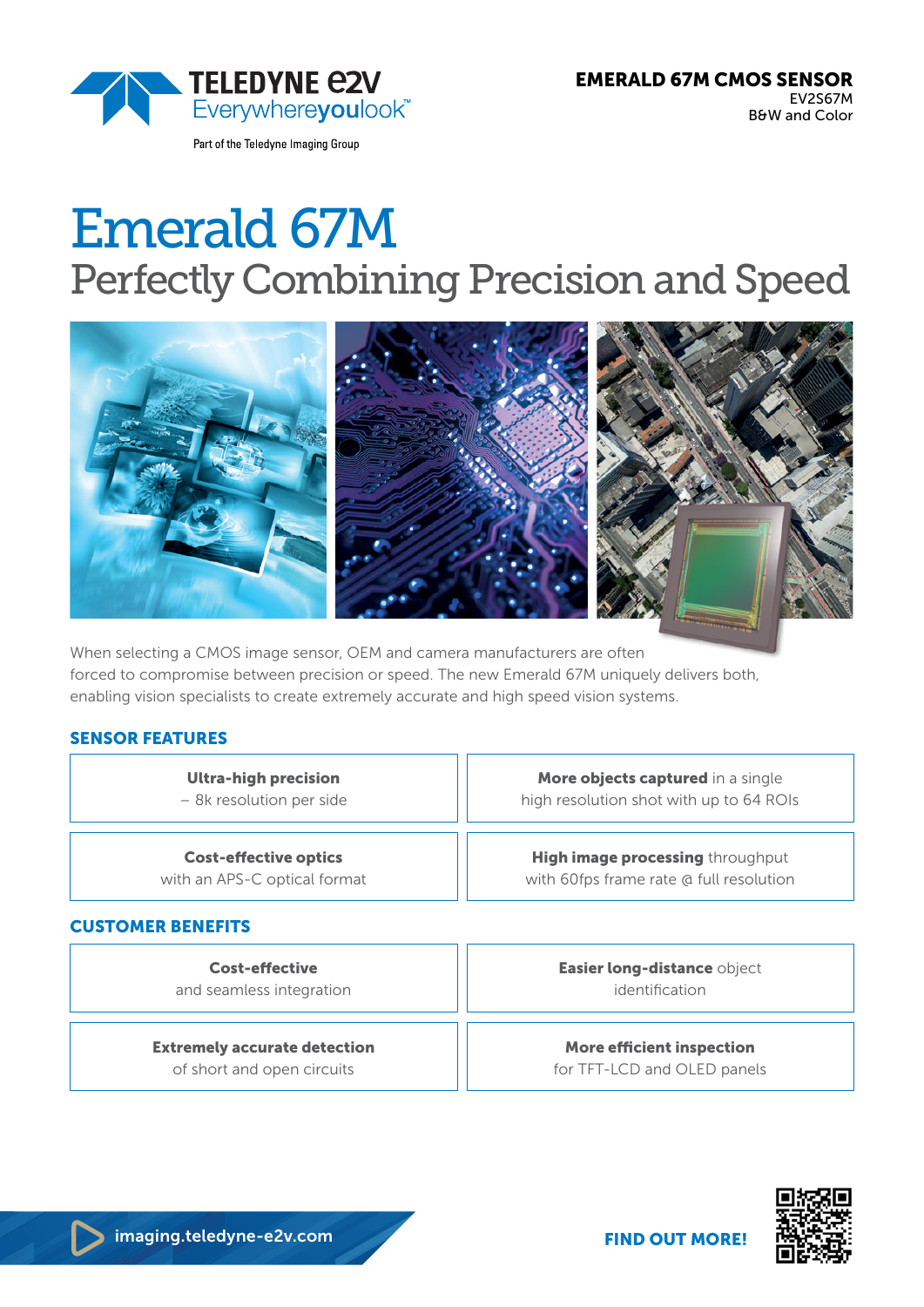TELEDYNE e2v
Everywhereyoulook™

Part of the Teledyne Imaging Group

**EMERALD 67M CMOS SENSOR**
EV2S67M
B&W and Color

# Emerald 67M

## Perfectly Combining Precision and Speed

When selecting a CMOS image sensor, OEM and camera manufacturers are often forced to compromise between precision or speed. The new Emerald 67M uniquely delivers both, enabling vision specialists to create extremely accurate and high speed vision systems.

### SENSOR FEATURES

- **Ultra-high precision** – 8k resolution per side
- **More objects captured** in a single high resolution shot with up to 64 ROIs
- **Cost-effective optics** with an APS-C optical format
- **High image processing** throughput with 60fps frame rate @ full resolution

### CUSTOMER BENEFITS

- **Cost-effective** and seamless integration
- **Easier long-distance** object identification
- **Extremely accurate detection** of short and open circuits
- **More efficient inspection** for TFT-LCD and OLED panels

imaging.teledyne-e2v.com

**FIND OUT MORE!**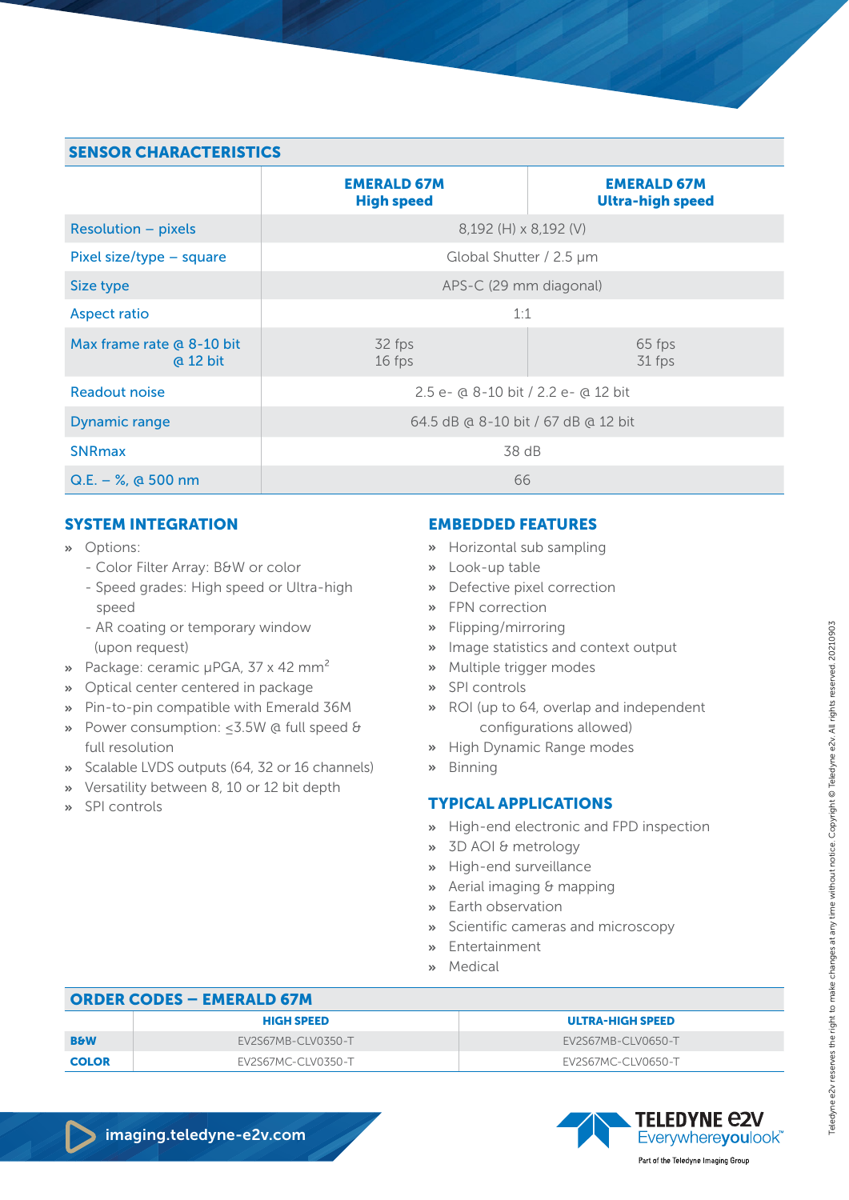## SENSOR CHARACTERISTICS

| | EMERALD 67M High speed | EMERALD 67M Ultra-high speed |
|---|---|---|
| Resolution – pixels | 8,192 (H) x 8,192 (V) | |
| Pixel size/type – square | Global Shutter / 2.5 µm | |
| Size type | APS-C (29 mm diagonal) | |
| Aspect ratio | 1:1 | |
| Max frame rate @ 8-10 bit @ 12 bit | 32 fps 16 fps | 65 fps 31 fps |
| Readout noise | 2.5 e- @ 8-10 bit / 2.2 e- @ 12 bit | |
| Dynamic range | 64.5 dB @ 8-10 bit / 67 dB @ 12 bit | |
| SNRmax | 38 dB | |
| Q.E. – %, @ 500 nm | 66 | |

## SYSTEM INTEGRATION

- Options:
  - Color Filter Array: B&W or color
  - Speed grades: High speed or Ultra-high speed
  - AR coating or temporary window (upon request)
- Package: ceramic µPGA, 37 x 42 $mm^2$
- Optical center centered in package
- Pin-to-pin compatible with Emerald 36M
- Power consumption: ≤3.5W @ full speed & full resolution
- Scalable LVDS outputs (64, 32 or 16 channels)
- Versatility between 8, 10 or 12 bit depth
- SPI controls

## EMBEDDED FEATURES

- Horizontal sub sampling
- Look-up table
- Defective pixel correction
- FPN correction
- Flipping/mirroring
- Image statistics and context output
- Multiple trigger modes
- SPI controls
- ROI (up to 64, overlap and independent configurations allowed)
- High Dynamic Range modes
- Binning

## TYPICAL APPLICATIONS

- High-end electronic and FPD inspection
- 3D AOI & metrology
- High-end surveillance
- Aerial imaging & mapping
- Earth observation
- Scientific cameras and microscopy
- Entertainment
- Medical

## ORDER CODES – EMERALD 67M

| | HIGH SPEED | ULTRA-HIGH SPEED |
|---|---|---|
| **B&W** | EV2S67MB-CLV0350-T | EV2S67MB-CLV0650-T |
| **COLOR** | EV2S67MC-CLV0350-T | EV2S67MC-CLV0650-T |

imaging.teledyne-e2v.com

TELEDYNE e2V Everywhereyoulook™
Part of the Teledyne Imaging Group

Teledyne e2v reserves the right to make changes at any time without notice. Copyright © Teledyne e2v. All rights reserved. 20210903